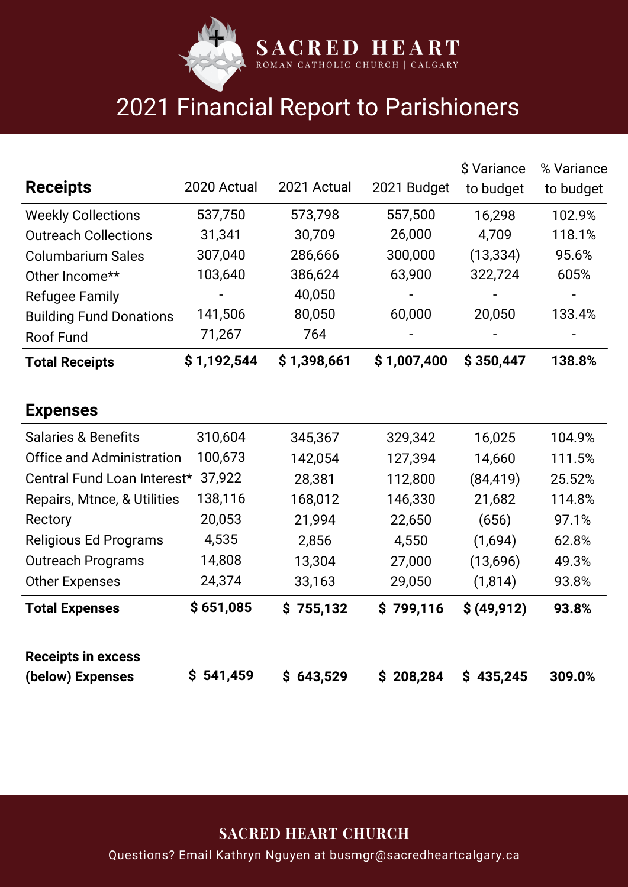# SACRED HEART

ROMAN CATHOLIC CHURCH | CALGARY

## 2021 Financial Report to Parishioners

| **Receipts** | 2020 Actual | 2021 Actual | 2021 Budget | $ Variance to budget | % Variance to budget |
|---|---|---|---|---|---|
| Weekly Collections | 537,750 | 573,798 | 557,500 | 16,298 | 102.9% |
| Outreach Collections | 31,341 | 30,709 | 26,000 | 4,709 | 118.1% |
| Columbarium Sales | 307,040 | 286,666 | 300,000 | (13,334) | 95.6% |
| Other Income** | 103,640 | 386,624 | 63,900 | 322,724 | 605% |
| Refugee Family | - | 40,050 | - | - | - |
| Building Fund Donations | 141,506 | 80,050 | 60,000 | 20,050 | 133.4% |
| Roof Fund | 71,267 | 764 | - | - | - |
| **Total Receipts** | **$ 1,192,544** | **$ 1,398,661** | **$ 1,007,400** | **$ 350,447** | **138.8%** |

| **Expenses** | 2020 Actual | 2021 Actual | 2021 Budget | $ Variance to budget | % Variance to budget |
|---|---|---|---|---|---|
| Salaries & Benefits | 310,604 | 345,367 | 329,342 | 16,025 | 104.9% |
| Office and Administration | 100,673 | 142,054 | 127,394 | 14,660 | 111.5% |
| Central Fund Loan Interest* | 37,922 | 28,381 | 112,800 | (84,419) | 25.52% |
| Repairs, Mtnce, & Utilities | 138,116 | 168,012 | 146,330 | 21,682 | 114.8% |
| Rectory | 20,053 | 21,994 | 22,650 | (656) | 97.1% |
| Religious Ed Programs | 4,535 | 2,856 | 4,550 | (1,694) | 62.8% |
| Outreach Programs | 14,808 | 13,304 | 27,000 | (13,696) | 49.3% |
| Other Expenses | 24,374 | 33,163 | 29,050 | (1,814) | 93.8% |
| **Total Expenses** | **$ 651,085** | **$ 755,132** | **$ 799,116** | **$ (49,912)** | **93.8%** |
| **Receipts in excess (below) Expenses** | **$ 541,459** | **$ 643,529** | **$ 208,284** | **$ 435,245** | **309.0%** |

**SACRED HEART CHURCH**

Questions? Email Kathryn Nguyen at busmgr@sacredheartcalgary.ca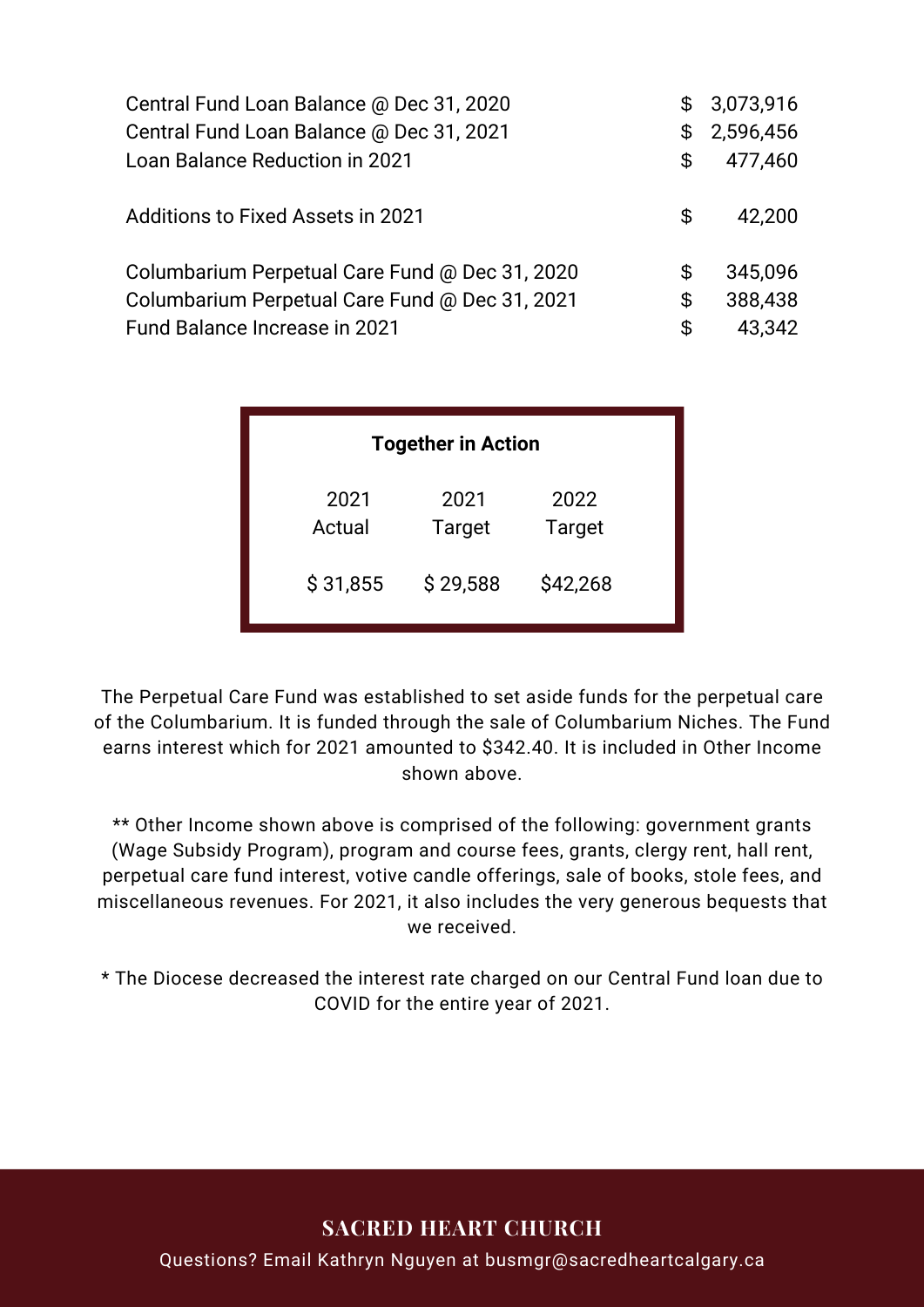| | | |
|---|---|---|
| Central Fund Loan Balance @ Dec 31, 2020 | $ | 3,073,916 |
| Central Fund Loan Balance @ Dec 31, 2021 | $ | 2,596,456 |
| Loan Balance Reduction in 2021 | $ | 477,460 |
| | | |
| Additions to Fixed Assets in 2021 | $ | 42,200 |
| | | |
| Columbarium Perpetual Care Fund @ Dec 31, 2020 | $ | 345,096 |
| Columbarium Perpetual Care Fund @ Dec 31, 2021 | $ | 388,438 |
| Fund Balance Increase in 2021 | $ | 43,342 |

**Together in Action**

| 2021 Actual | 2021 Target | 2022 Target |
|---|---|---|
| $ 31,855 | $ 29,588 | $42,268 |

The Perpetual Care Fund was established to set aside funds for the perpetual care of the Columbarium. It is funded through the sale of Columbarium Niches. The Fund earns interest which for 2021 amounted to $342.40. It is included in Other Income shown above.

** Other Income shown above is comprised of the following: government grants (Wage Subsidy Program), program and course fees, grants, clergy rent, hall rent, perpetual care fund interest, votive candle offerings, sale of books, stole fees, and miscellaneous revenues. For 2021, it also includes the very generous bequests that we received.

* The Diocese decreased the interest rate charged on our Central Fund loan due to COVID for the entire year of 2021.

**SACRED HEART CHURCH**

Questions? Email Kathryn Nguyen at busmgr@sacredheartcalgary.ca